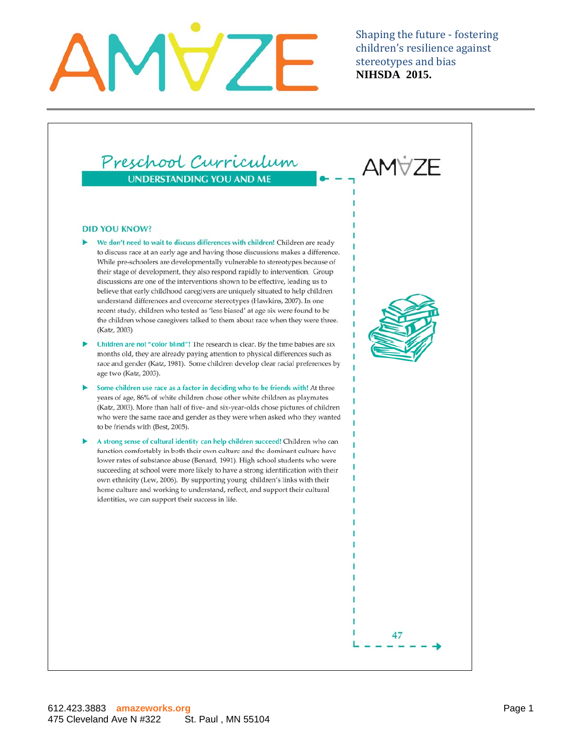# AMAZE

Shaping the future - fostering children's resilience against stereotypes and bias
**NIHSDA 2015.**

## Preschool Curriculum

### UNDERSTANDING YOU AND ME

### DID YOU KNOW?

- **We don't need to wait to discuss differences with children!** Children are ready to discuss race at an early age and having those discussions makes a difference. While pre-schoolers are developmentally vulnerable to stereotypes because of their stage of development, they also respond rapidly to intervention. Group discussions are one of the interventions shown to be effective, leading us to believe that early childhood caregivers are uniquely situated to help children understand differences and overcome stereotypes (Hawkins, 2007). In one recent study, children who tested as 'less biased' at age six were found to be the children whose caregivers talked to them about race when they were three. (Katz, 2003)
- **Children are not "color blind"!** The research is clear. By the time babies are six months old, they are already paying attention to physical differences such as race and gender (Katz, 1981). Some children develop clear racial preferences by age two (Katz, 2003).
- **Some children use race as a factor in deciding who to be friends with!** At three years of age, 86% of white children chose other white children as playmates (Katz, 2003). More than half of five- and six-year-olds chose pictures of children who were the same race and gender as they were when asked who they wanted to be friends with (Best, 2005).
- **A strong sense of cultural identity can help children succeed!** Children who can function comfortably in both their own culture and the dominant culture have lower rates of substance abuse (Benard, 1991). High school students who were succeeding at school were more likely to have a strong identification with their own ethnicity (Lew, 2006). By supporting young children's links with their home culture and working to understand, reflect, and support their cultural identities, we can support their success in life.

612.423.3883 amazeworks.org
475 Cleveland Ave N #322 St. Paul , MN 55104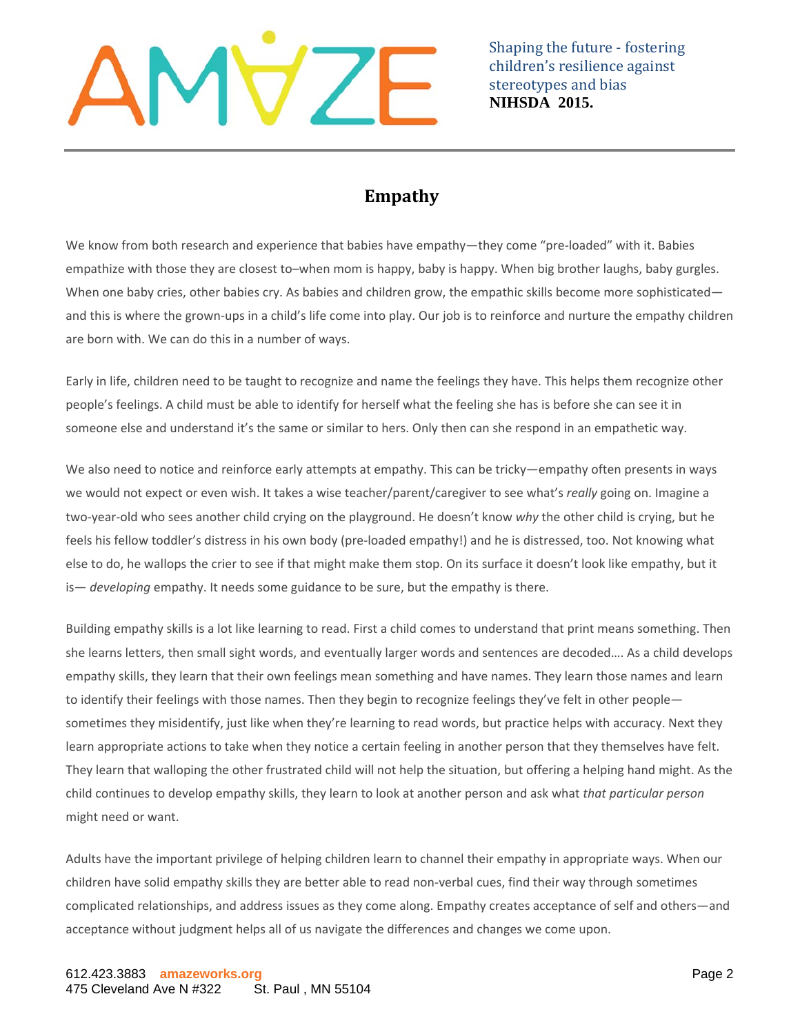# Empathy

We know from both research and experience that babies have empathy—they come "pre-loaded" with it. Babies empathize with those they are closest to–when mom is happy, baby is happy. When big brother laughs, baby gurgles. When one baby cries, other babies cry. As babies and children grow, the empathic skills become more sophisticated—and this is where the grown-ups in a child's life come into play. Our job is to reinforce and nurture the empathy children are born with. We can do this in a number of ways.

Early in life, children need to be taught to recognize and name the feelings they have. This helps them recognize other people's feelings. A child must be able to identify for herself what the feeling she has is before she can see it in someone else and understand it's the same or similar to hers. Only then can she respond in an empathetic way.

We also need to notice and reinforce early attempts at empathy. This can be tricky—empathy often presents in ways we would not expect or even wish. It takes a wise teacher/parent/caregiver to see what's *really* going on. Imagine a two-year-old who sees another child crying on the playground. He doesn't know *why* the other child is crying, but he feels his fellow toddler's distress in his own body (pre-loaded empathy!) and he is distressed, too. Not knowing what else to do, he wallops the crier to see if that might make them stop. On its surface it doesn't look like empathy, but it is— *developing* empathy. It needs some guidance to be sure, but the empathy is there.

Building empathy skills is a lot like learning to read. First a child comes to understand that print means something. Then she learns letters, then small sight words, and eventually larger words and sentences are decoded…. As a child develops empathy skills, they learn that their own feelings mean something and have names. They learn those names and learn to identify their feelings with those names. Then they begin to recognize feelings they've felt in other people—sometimes they misidentify, just like when they're learning to read words, but practice helps with accuracy. Next they learn appropriate actions to take when they notice a certain feeling in another person that they themselves have felt. They learn that walloping the other frustrated child will not help the situation, but offering a helping hand might. As the child continues to develop empathy skills, they learn to look at another person and ask what *that particular person* might need or want.

Adults have the important privilege of helping children learn to channel their empathy in appropriate ways. When our children have solid empathy skills they are better able to read non-verbal cues, find their way through sometimes complicated relationships, and address issues as they come along. Empathy creates acceptance of self and others—and acceptance without judgment helps all of us navigate the differences and changes we come upon.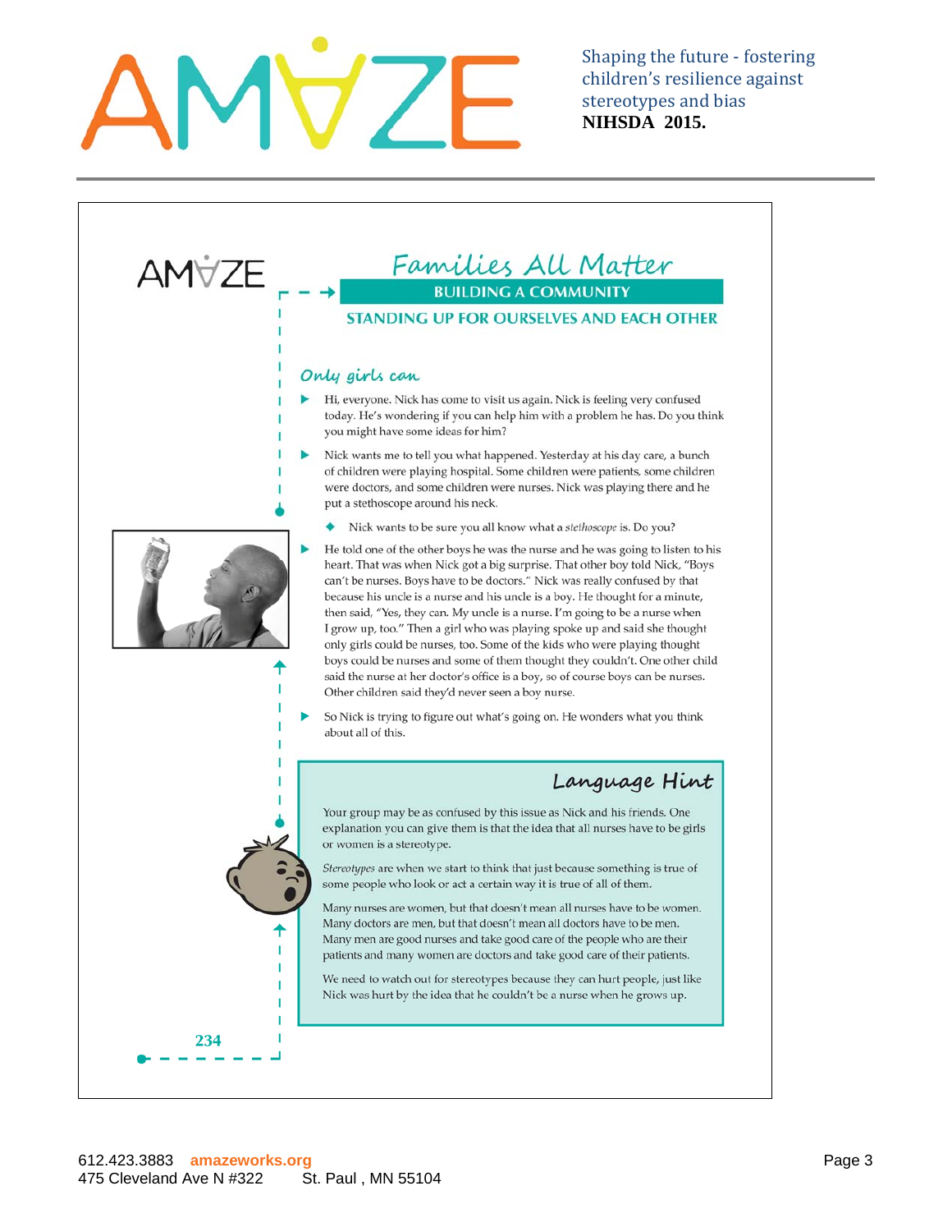# Families All Matter

## BUILDING A COMMUNITY

## STANDING UP FOR OURSELVES AND EACH OTHER

### Only girls can

- Hi, everyone. Nick has come to visit us again. Nick is feeling very confused today. He's wondering if you can help him with a problem he has. Do you think you might have some ideas for him?
- Nick wants me to tell you what happened. Yesterday at his day care, a bunch of children were playing hospital. Some children were patients, some children were doctors, and some children were nurses. Nick was playing there and he put a stethoscope around his neck.
  - Nick wants to be sure you all know what a *stethoscope* is. Do you?
- He told one of the other boys he was the nurse and he was going to listen to his heart. That was when Nick got a big surprise. That other boy told Nick, "Boys can't be nurses. Boys have to be doctors." Nick was really confused by that because his uncle is a nurse and his uncle is a boy. He thought for a minute, then said, "Yes, they can. My uncle is a nurse. I'm going to be a nurse when I grow up, too." Then a girl who was playing spoke up and said she thought only girls could be nurses, too. Some of the kids who were playing thought boys could be nurses and some of them thought they couldn't. One other child said the nurse at her doctor's office is a boy, so of course boys can be nurses. Other children said they'd never seen a boy nurse.
- So Nick is trying to figure out what's going on. He wonders what you think about all of this.

### Language Hint

Your group may be as confused by this issue as Nick and his friends. One explanation you can give them is that the idea that all nurses have to be girls or women is a stereotype.

*Stereotypes* are when we start to think that just because something is true of some people who look or act a certain way it is true of all of them.

Many nurses are women, but that doesn't mean all nurses have to be women. Many doctors are men, but that doesn't mean all doctors have to be men. Many men are good nurses and take good care of the people who are their patients and many women are doctors and take good care of their patients.

We need to watch out for stereotypes because they can hurt people, just like Nick was hurt by the idea that he couldn't be a nurse when he grows up.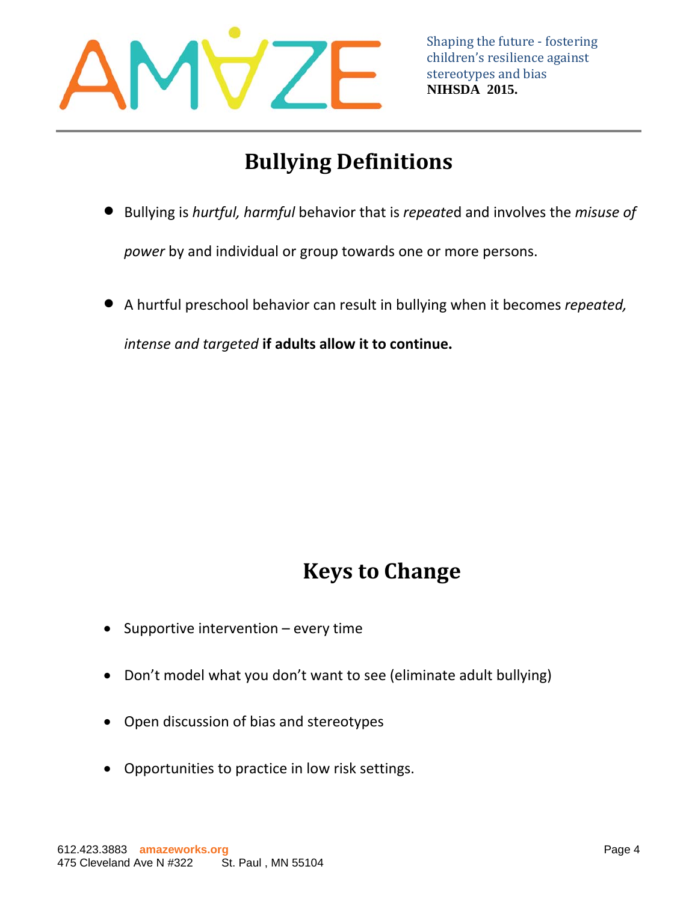AMAZE

Shaping the future - fostering children's resilience against stereotypes and bias
**NIHSDA 2015.**

# Bullying Definitions

- Bullying is *hurtful, harmful* behavior that is *repeate*d and involves the *misuse of power* by and individual or group towards one or more persons.
- A hurtful preschool behavior can result in bullying when it becomes *repeated, intense and targeted* **if adults allow it to continue.**

# Keys to Change

- Supportive intervention – every time
- Don't model what you don't want to see (eliminate adult bullying)
- Open discussion of bias and stereotypes
- Opportunities to practice in low risk settings.

612.423.3883 **amazeworks.org**
475 Cleveland Ave N #322 St. Paul , MN 55104